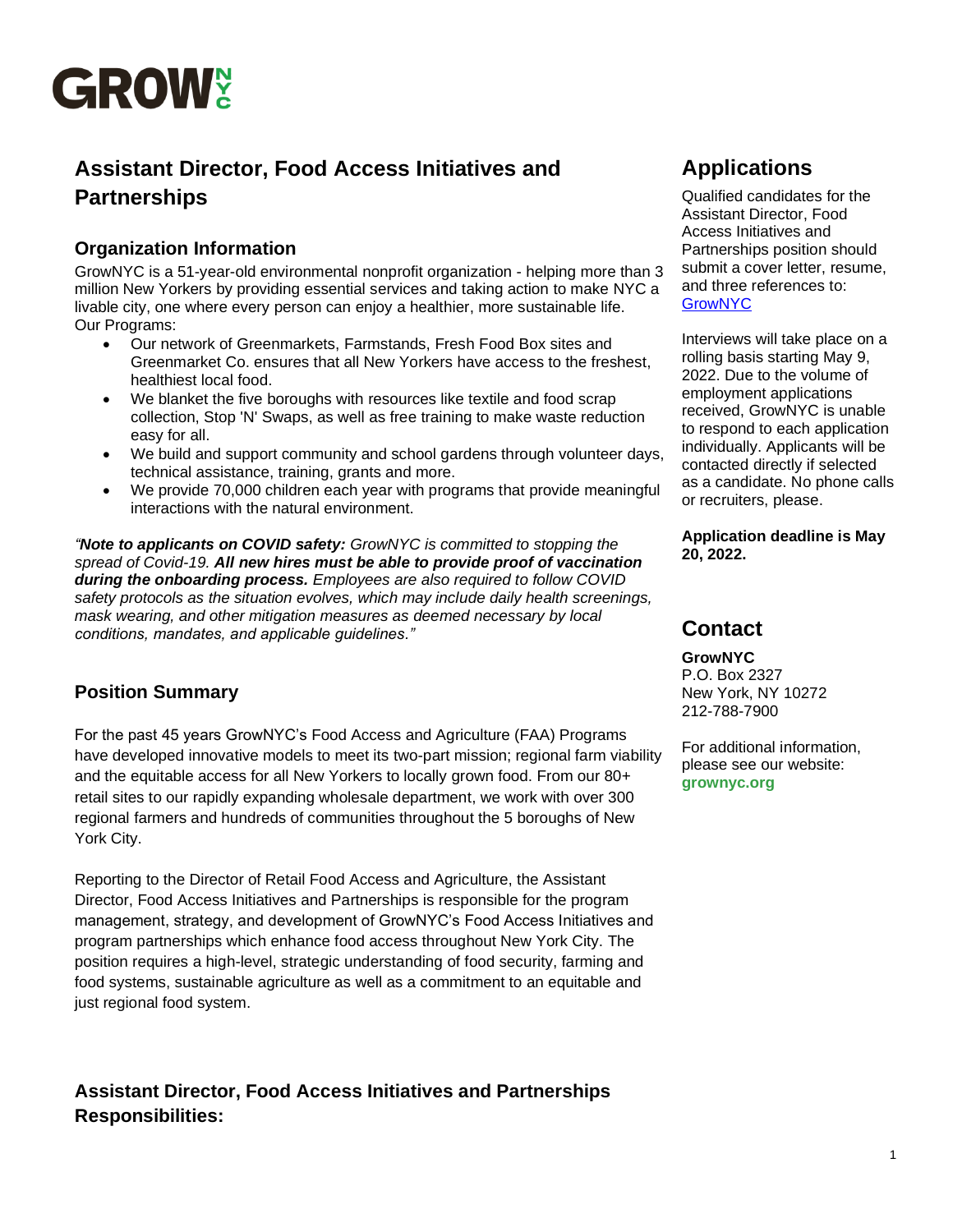# Assistant Director, Food Access Initiatives and Partnerships

## Organization Information

GrowNYC is a 51-year-old environmental nonprofit organization - helping more than 3 million New Yorkers by providing essential services and taking action to make NYC a livable city, one where every person can enjoy a healthier, more sustainable life.
Our Programs:

- Our network of Greenmarkets, Farmstands, Fresh Food Box sites and Greenmarket Co. ensures that all New Yorkers have access to the freshest, healthiest local food.
- We blanket the five boroughs with resources like textile and food scrap collection, Stop 'N' Swaps, as well as free training to make waste reduction easy for all.
- We build and support community and school gardens through volunteer days, technical assistance, training, grants and more.
- We provide 70,000 children each year with programs that provide meaningful interactions with the natural environment.

*"**Note to applicants on COVID safety:** GrowNYC is committed to stopping the spread of Covid-19. **All new hires must be able to provide proof of vaccination during the onboarding process.** Employees are also required to follow COVID safety protocols as the situation evolves, which may include daily health screenings, mask wearing, and other mitigation measures as deemed necessary by local conditions, mandates, and applicable guidelines."*

## Position Summary

For the past 45 years GrowNYC's Food Access and Agriculture (FAA) Programs have developed innovative models to meet its two-part mission; regional farm viability and the equitable access for all New Yorkers to locally grown food. From our 80+ retail sites to our rapidly expanding wholesale department, we work with over 300 regional farmers and hundreds of communities throughout the 5 boroughs of New York City.

Reporting to the Director of Retail Food Access and Agriculture, the Assistant Director, Food Access Initiatives and Partnerships is responsible for the program management, strategy, and development of GrowNYC's Food Access Initiatives and program partnerships which enhance food access throughout New York City. The position requires a high-level, strategic understanding of food security, farming and food systems, sustainable agriculture as well as a commitment to an equitable and just regional food system.

## Assistant Director, Food Access Initiatives and Partnerships Responsibilities:

## Applications

Qualified candidates for the Assistant Director, Food Access Initiatives and Partnerships position should submit a cover letter, resume, and three references to: [GrowNYC]

Interviews will take place on a rolling basis starting May 9, 2022. Due to the volume of employment applications received, GrowNYC is unable to respond to each application individually. Applicants will be contacted directly if selected as a candidate. No phone calls or recruiters, please.

**Application deadline is May 20, 2022.**

## Contact

**GrowNYC**
P.O. Box 2327
New York, NY 10272
212-788-7900

For additional information, please see our website:
**grownyc.org**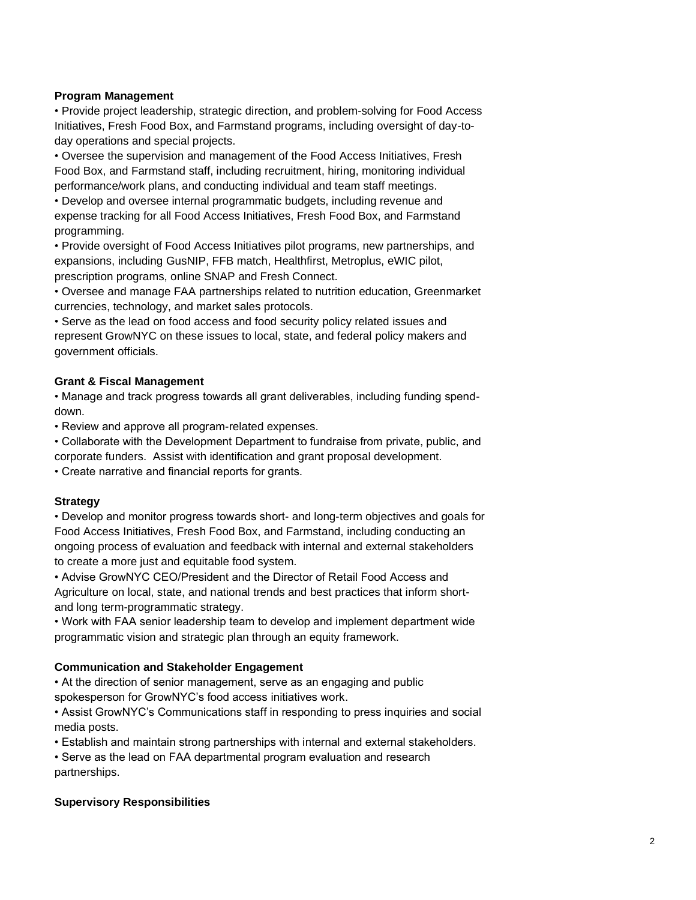**Program Management**

• Provide project leadership, strategic direction, and problem-solving for Food Access Initiatives, Fresh Food Box, and Farmstand programs, including oversight of day-to-day operations and special projects.
• Oversee the supervision and management of the Food Access Initiatives, Fresh Food Box, and Farmstand staff, including recruitment, hiring, monitoring individual performance/work plans, and conducting individual and team staff meetings.
• Develop and oversee internal programmatic budgets, including revenue and expense tracking for all Food Access Initiatives, Fresh Food Box, and Farmstand programming.
• Provide oversight of Food Access Initiatives pilot programs, new partnerships, and expansions, including GusNIP, FFB match, Healthfirst, Metroplus, eWIC pilot, prescription programs, online SNAP and Fresh Connect.
• Oversee and manage FAA partnerships related to nutrition education, Greenmarket currencies, technology, and market sales protocols.
• Serve as the lead on food access and food security policy related issues and represent GrowNYC on these issues to local, state, and federal policy makers and government officials.

**Grant & Fiscal Management**

• Manage and track progress towards all grant deliverables, including funding spend-down.
• Review and approve all program-related expenses.
• Collaborate with the Development Department to fundraise from private, public, and corporate funders. Assist with identification and grant proposal development.
• Create narrative and financial reports for grants.

**Strategy**

• Develop and monitor progress towards short- and long-term objectives and goals for Food Access Initiatives, Fresh Food Box, and Farmstand, including conducting an ongoing process of evaluation and feedback with internal and external stakeholders to create a more just and equitable food system.
• Advise GrowNYC CEO/President and the Director of Retail Food Access and Agriculture on local, state, and national trends and best practices that inform short- and long term-programmatic strategy.
• Work with FAA senior leadership team to develop and implement department wide programmatic vision and strategic plan through an equity framework.

**Communication and Stakeholder Engagement**

• At the direction of senior management, serve as an engaging and public spokesperson for GrowNYC's food access initiatives work.
• Assist GrowNYC's Communications staff in responding to press inquiries and social media posts.
• Establish and maintain strong partnerships with internal and external stakeholders.
• Serve as the lead on FAA departmental program evaluation and research partnerships.

**Supervisory Responsibilities**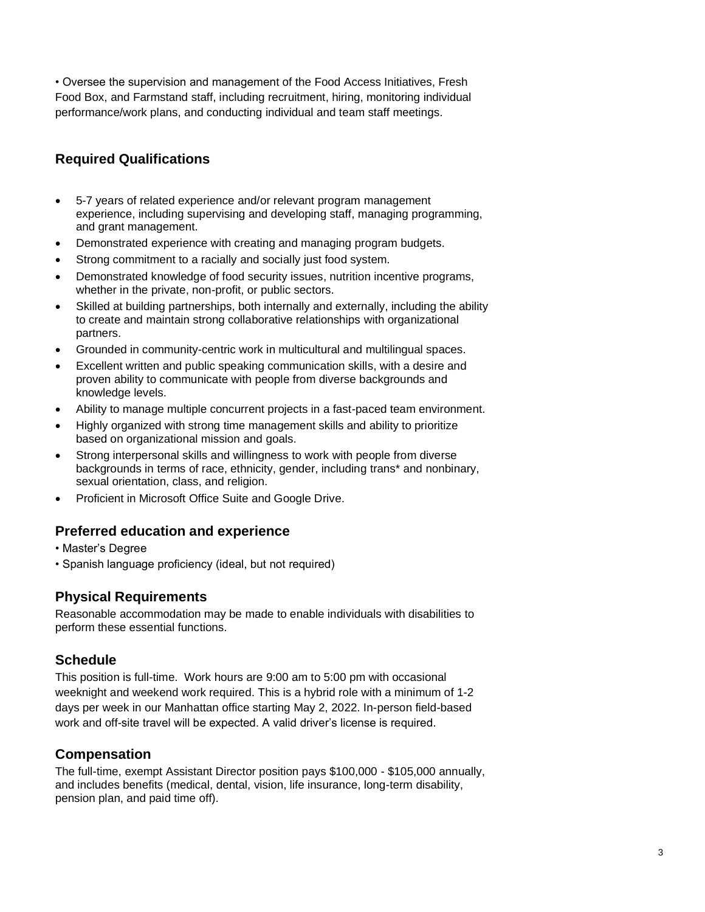• Oversee the supervision and management of the Food Access Initiatives, Fresh Food Box, and Farmstand staff, including recruitment, hiring, monitoring individual performance/work plans, and conducting individual and team staff meetings.

## Required Qualifications

- 5-7 years of related experience and/or relevant program management experience, including supervising and developing staff, managing programming, and grant management.
- Demonstrated experience with creating and managing program budgets.
- Strong commitment to a racially and socially just food system.
- Demonstrated knowledge of food security issues, nutrition incentive programs, whether in the private, non-profit, or public sectors.
- Skilled at building partnerships, both internally and externally, including the ability to create and maintain strong collaborative relationships with organizational partners.
- Grounded in community-centric work in multicultural and multilingual spaces.
- Excellent written and public speaking communication skills, with a desire and proven ability to communicate with people from diverse backgrounds and knowledge levels.
- Ability to manage multiple concurrent projects in a fast-paced team environment.
- Highly organized with strong time management skills and ability to prioritize based on organizational mission and goals.
- Strong interpersonal skills and willingness to work with people from diverse backgrounds in terms of race, ethnicity, gender, including trans* and nonbinary, sexual orientation, class, and religion.
- Proficient in Microsoft Office Suite and Google Drive.

## Preferred education and experience

- Master's Degree
- Spanish language proficiency (ideal, but not required)

## Physical Requirements

Reasonable accommodation may be made to enable individuals with disabilities to perform these essential functions.

## Schedule

This position is full-time. Work hours are 9:00 am to 5:00 pm with occasional weeknight and weekend work required. This is a hybrid role with a minimum of 1-2 days per week in our Manhattan office starting May 2, 2022. In-person field-based work and off-site travel will be expected. A valid driver's license is required.

## Compensation

The full-time, exempt Assistant Director position pays $100,000 - $105,000 annually, and includes benefits (medical, dental, vision, life insurance, long-term disability, pension plan, and paid time off).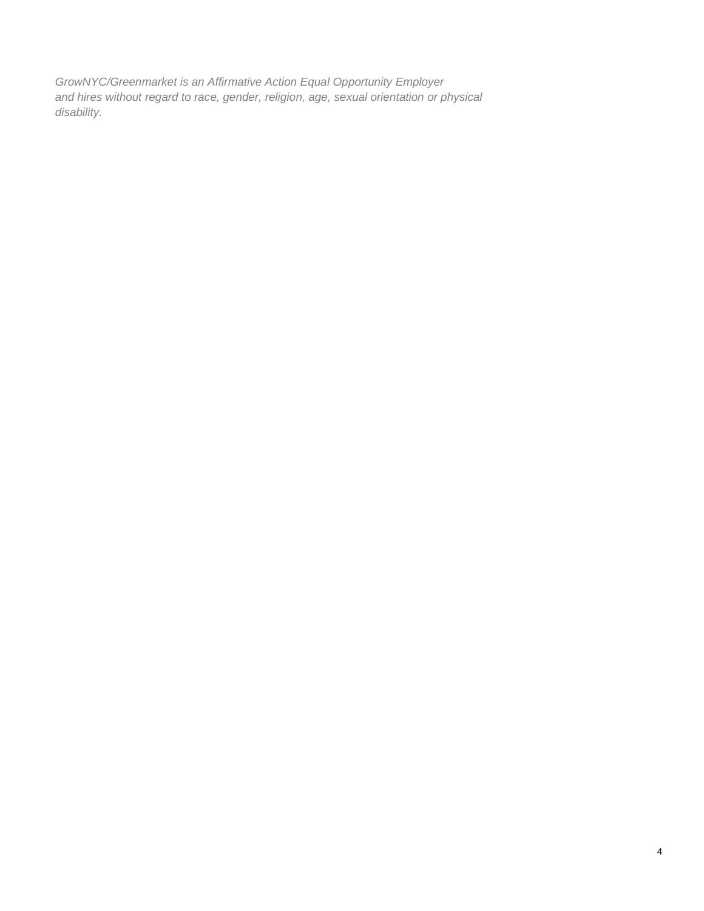*GrowNYC/Greenmarket is an Affirmative Action Equal Opportunity Employer and hires without regard to race, gender, religion, age, sexual orientation or physical disability.*